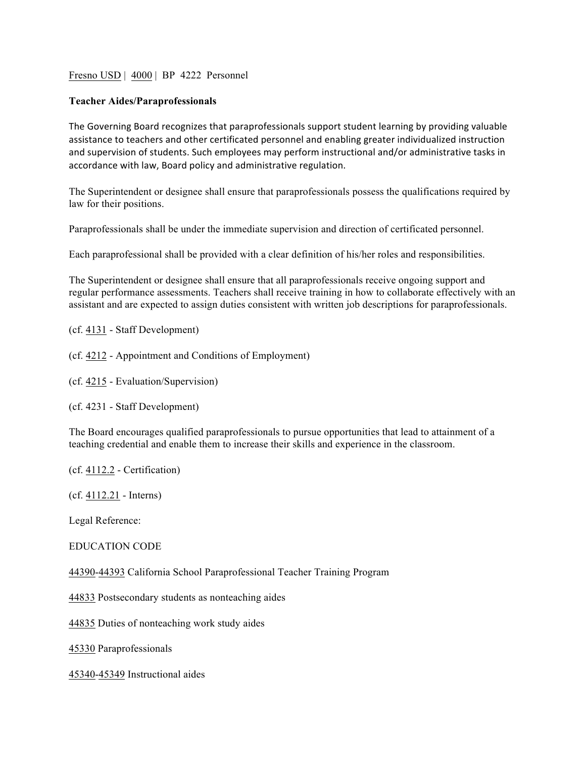Fresno USD | 4000 | BP 4222 Personnel

**Teacher Aides/Paraprofessionals**

The Governing Board recognizes that paraprofessionals support student learning by providing valuable assistance to teachers and other certificated personnel and enabling greater individualized instruction and supervision of students. Such employees may perform instructional and/or administrative tasks in accordance with law, Board policy and administrative regulation.

The Superintendent or designee shall ensure that paraprofessionals possess the qualifications required by law for their positions.

Paraprofessionals shall be under the immediate supervision and direction of certificated personnel.

Each paraprofessional shall be provided with a clear definition of his/her roles and responsibilities.

The Superintendent or designee shall ensure that all paraprofessionals receive ongoing support and regular performance assessments. Teachers shall receive training in how to collaborate effectively with an assistant and are expected to assign duties consistent with written job descriptions for paraprofessionals.

(cf. 4131 - Staff Development)

(cf. 4212 - Appointment and Conditions of Employment)

(cf. 4215 - Evaluation/Supervision)

(cf. 4231 - Staff Development)

The Board encourages qualified paraprofessionals to pursue opportunities that lead to attainment of a teaching credential and enable them to increase their skills and experience in the classroom.

(cf. 4112.2 - Certification)

(cf. 4112.21 - Interns)

Legal Reference:

EDUCATION CODE

44390-44393 California School Paraprofessional Teacher Training Program

44833 Postsecondary students as nonteaching aides

44835 Duties of nonteaching work study aides

45330 Paraprofessionals

45340-45349 Instructional aides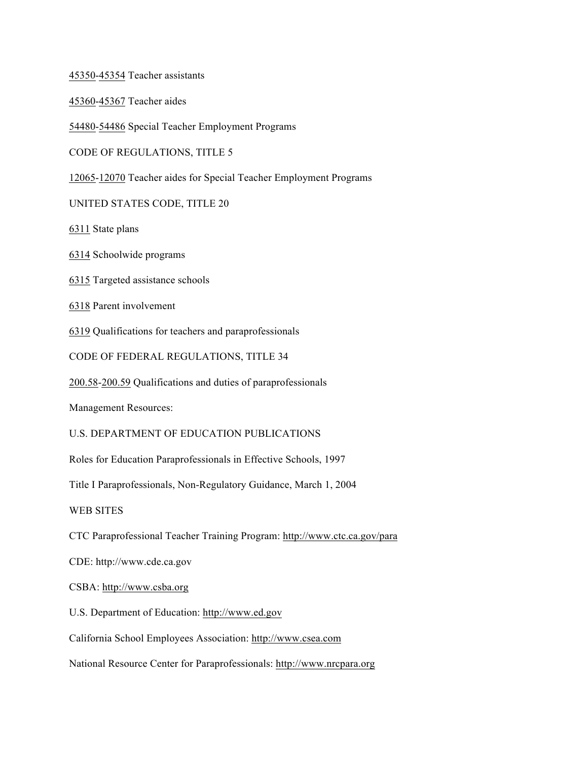45350-45354 Teacher assistants

45360-45367 Teacher aides

54480-54486 Special Teacher Employment Programs

CODE OF REGULATIONS, TITLE 5

12065-12070 Teacher aides for Special Teacher Employment Programs

UNITED STATES CODE, TITLE 20

6311 State plans

6314 Schoolwide programs

6315 Targeted assistance schools

6318 Parent involvement

6319 Qualifications for teachers and paraprofessionals

CODE OF FEDERAL REGULATIONS, TITLE 34

200.58-200.59 Qualifications and duties of paraprofessionals

Management Resources:

U.S. DEPARTMENT OF EDUCATION PUBLICATIONS

Roles for Education Paraprofessionals in Effective Schools, 1997

Title I Paraprofessionals, Non-Regulatory Guidance, March 1, 2004

WEB SITES

CTC Paraprofessional Teacher Training Program: http://www.ctc.ca.gov/para

CDE: http://www.cde.ca.gov

CSBA: http://www.csba.org

U.S. Department of Education: http://www.ed.gov

California School Employees Association: http://www.csea.com

National Resource Center for Paraprofessionals: http://www.nrcpara.org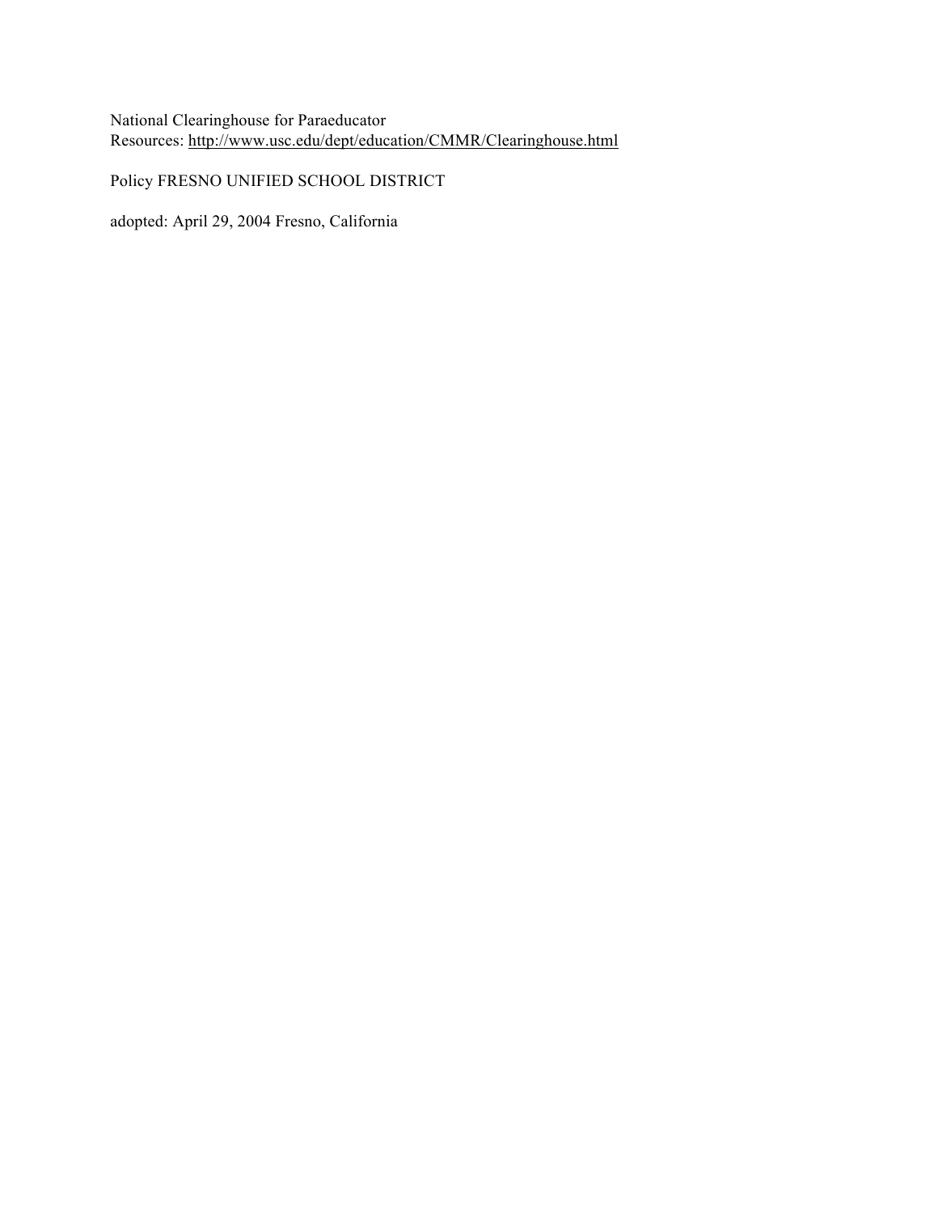National Clearinghouse for Paraeducator Resources: http://www.usc.edu/dept/education/CMMR/Clearinghouse.html

Policy FRESNO UNIFIED SCHOOL DISTRICT

adopted: April 29, 2004 Fresno, California